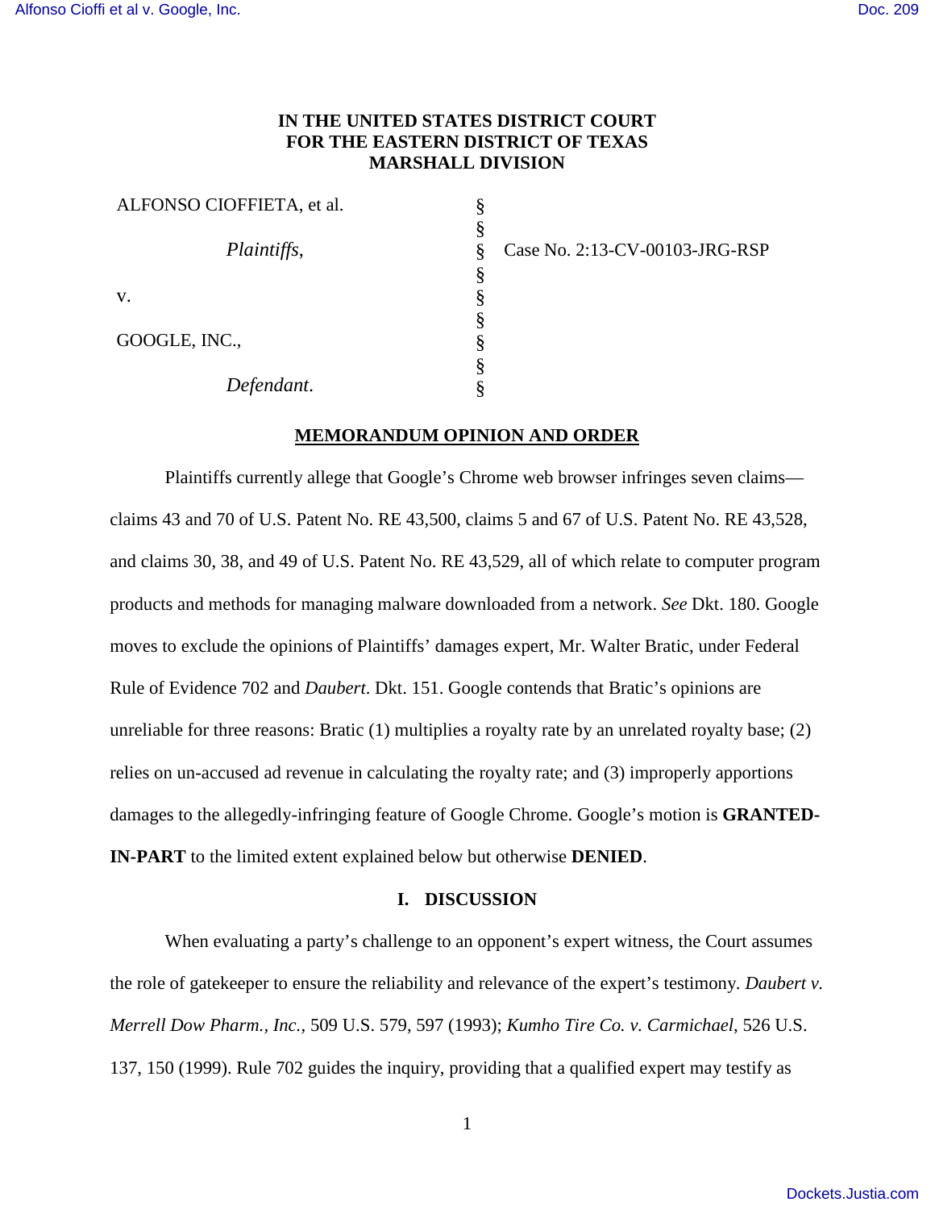**IN THE UNITED STATES DISTRICT COURT**
**FOR THE EASTERN DISTRICT OF TEXAS**
**MARSHALL DIVISION**

ALFONSO CIOFFIETA, et al.

*Plaintiffs*,

v.

GOOGLE, INC.,

*Defendant*.

Case No. 2:13-CV-00103-JRG-RSP

**MEMORANDUM OPINION AND ORDER**

Plaintiffs currently allege that Google's Chrome web browser infringes seven claims—claims 43 and 70 of U.S. Patent No. RE 43,500, claims 5 and 67 of U.S. Patent No. RE 43,528, and claims 30, 38, and 49 of U.S. Patent No. RE 43,529, all of which relate to computer program products and methods for managing malware downloaded from a network. *See* Dkt. 180. Google moves to exclude the opinions of Plaintiffs' damages expert, Mr. Walter Bratic, under Federal Rule of Evidence 702 and *Daubert*. Dkt. 151. Google contends that Bratic's opinions are unreliable for three reasons: Bratic (1) multiplies a royalty rate by an unrelated royalty base; (2) relies on un-accused ad revenue in calculating the royalty rate; and (3) improperly apportions damages to the allegedly-infringing feature of Google Chrome. Google's motion is **GRANTED-IN-PART** to the limited extent explained below but otherwise **DENIED**.

## I. DISCUSSION

When evaluating a party's challenge to an opponent's expert witness, the Court assumes the role of gatekeeper to ensure the reliability and relevance of the expert's testimony. *Daubert v. Merrell Dow Pharm., Inc.*, 509 U.S. 579, 597 (1993); *Kumho Tire Co. v. Carmichael*, 526 U.S. 137, 150 (1999). Rule 702 guides the inquiry, providing that a qualified expert may testify as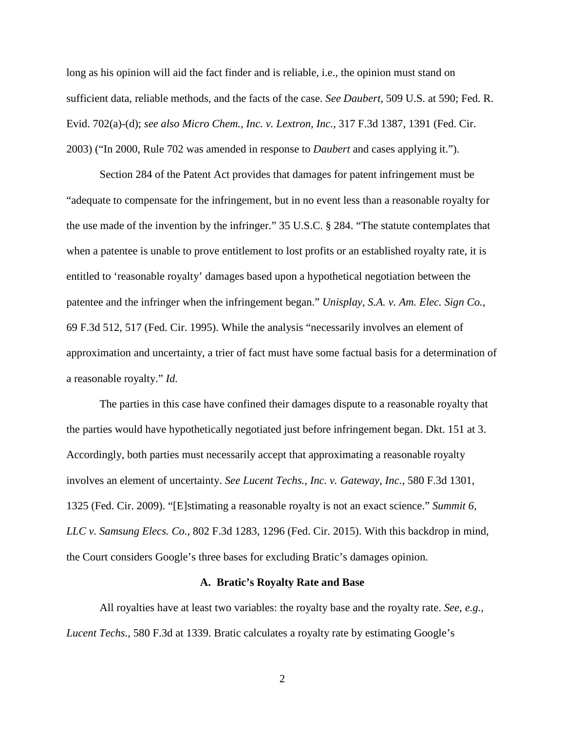long as his opinion will aid the fact finder and is reliable, i.e., the opinion must stand on sufficient data, reliable methods, and the facts of the case. *See Daubert*, 509 U.S. at 590; Fed. R. Evid. 702(a)-(d); *see also Micro Chem., Inc. v. Lextron, Inc.*, 317 F.3d 1387, 1391 (Fed. Cir. 2003) ("In 2000, Rule 702 was amended in response to *Daubert* and cases applying it.").

Section 284 of the Patent Act provides that damages for patent infringement must be "adequate to compensate for the infringement, but in no event less than a reasonable royalty for the use made of the invention by the infringer." 35 U.S.C. § 284. "The statute contemplates that when a patentee is unable to prove entitlement to lost profits or an established royalty rate, it is entitled to 'reasonable royalty' damages based upon a hypothetical negotiation between the patentee and the infringer when the infringement began." *Unisplay, S.A. v. Am. Elec. Sign Co.*, 69 F.3d 512, 517 (Fed. Cir. 1995). While the analysis "necessarily involves an element of approximation and uncertainty, a trier of fact must have some factual basis for a determination of a reasonable royalty." *Id.*

The parties in this case have confined their damages dispute to a reasonable royalty that the parties would have hypothetically negotiated just before infringement began. Dkt. 151 at 3. Accordingly, both parties must necessarily accept that approximating a reasonable royalty involves an element of uncertainty. *See Lucent Techs., Inc. v. Gateway, Inc.*, 580 F.3d 1301, 1325 (Fed. Cir. 2009). "[E]stimating a reasonable royalty is not an exact science." *Summit 6, LLC v. Samsung Elecs. Co.*, 802 F.3d 1283, 1296 (Fed. Cir. 2015). With this backdrop in mind, the Court considers Google's three bases for excluding Bratic's damages opinion.

### A. Bratic's Royalty Rate and Base

All royalties have at least two variables: the royalty base and the royalty rate. *See, e.g.*, *Lucent Techs.*, 580 F.3d at 1339. Bratic calculates a royalty rate by estimating Google's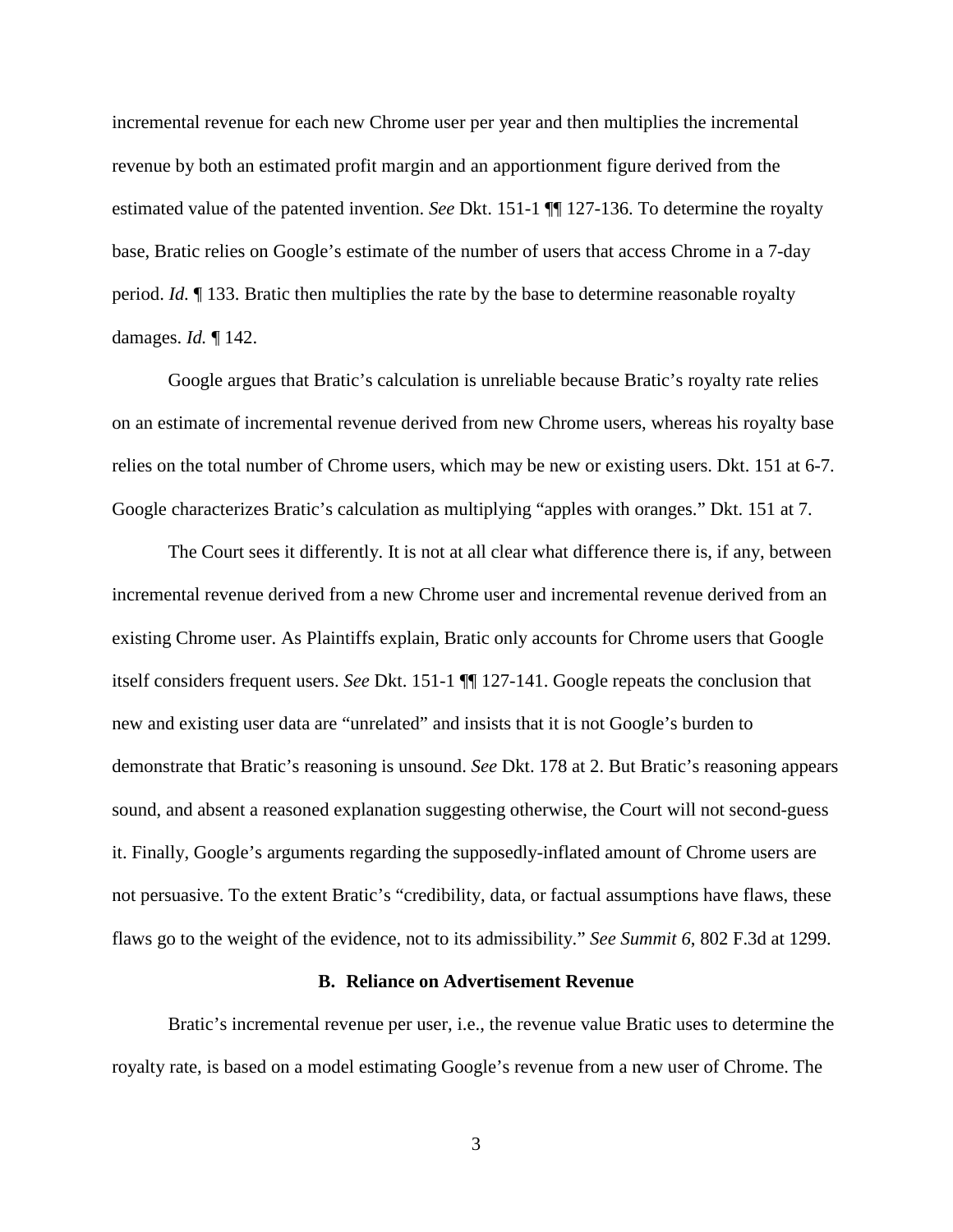incremental revenue for each new Chrome user per year and then multiplies the incremental revenue by both an estimated profit margin and an apportionment figure derived from the estimated value of the patented invention. *See* Dkt. 151-1 ¶¶ 127-136. To determine the royalty base, Bratic relies on Google's estimate of the number of users that access Chrome in a 7-day period. *Id.* ¶ 133. Bratic then multiplies the rate by the base to determine reasonable royalty damages. *Id.* ¶ 142.

Google argues that Bratic's calculation is unreliable because Bratic's royalty rate relies on an estimate of incremental revenue derived from new Chrome users, whereas his royalty base relies on the total number of Chrome users, which may be new or existing users. Dkt. 151 at 6-7. Google characterizes Bratic's calculation as multiplying "apples with oranges." Dkt. 151 at 7.

The Court sees it differently. It is not at all clear what difference there is, if any, between incremental revenue derived from a new Chrome user and incremental revenue derived from an existing Chrome user. As Plaintiffs explain, Bratic only accounts for Chrome users that Google itself considers frequent users. *See* Dkt. 151-1 ¶¶ 127-141. Google repeats the conclusion that new and existing user data are "unrelated" and insists that it is not Google's burden to demonstrate that Bratic's reasoning is unsound. *See* Dkt. 178 at 2. But Bratic's reasoning appears sound, and absent a reasoned explanation suggesting otherwise, the Court will not second-guess it. Finally, Google's arguments regarding the supposedly-inflated amount of Chrome users are not persuasive. To the extent Bratic's "credibility, data, or factual assumptions have flaws, these flaws go to the weight of the evidence, not to its admissibility." *See Summit 6*, 802 F.3d at 1299.

**B. Reliance on Advertisement Revenue**

Bratic's incremental revenue per user, i.e., the revenue value Bratic uses to determine the royalty rate, is based on a model estimating Google's revenue from a new user of Chrome. The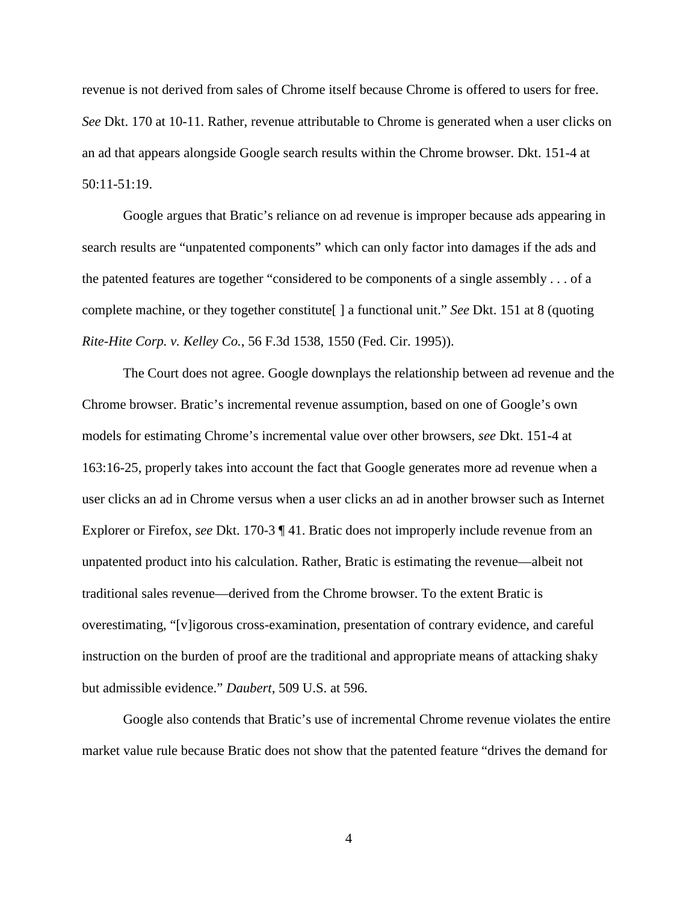revenue is not derived from sales of Chrome itself because Chrome is offered to users for free. *See* Dkt. 170 at 10-11. Rather, revenue attributable to Chrome is generated when a user clicks on an ad that appears alongside Google search results within the Chrome browser. Dkt. 151-4 at 50:11-51:19.

Google argues that Bratic's reliance on ad revenue is improper because ads appearing in search results are "unpatented components" which can only factor into damages if the ads and the patented features are together "considered to be components of a single assembly . . . of a complete machine, or they together constitute[ ] a functional unit." *See* Dkt. 151 at 8 (quoting *Rite-Hite Corp. v. Kelley Co.*, 56 F.3d 1538, 1550 (Fed. Cir. 1995)).

The Court does not agree. Google downplays the relationship between ad revenue and the Chrome browser. Bratic's incremental revenue assumption, based on one of Google's own models for estimating Chrome's incremental value over other browsers, *see* Dkt. 151-4 at 163:16-25, properly takes into account the fact that Google generates more ad revenue when a user clicks an ad in Chrome versus when a user clicks an ad in another browser such as Internet Explorer or Firefox, *see* Dkt. 170-3 ¶ 41. Bratic does not improperly include revenue from an unpatented product into his calculation. Rather, Bratic is estimating the revenue—albeit not traditional sales revenue—derived from the Chrome browser. To the extent Bratic is overestimating, "[v]igorous cross-examination, presentation of contrary evidence, and careful instruction on the burden of proof are the traditional and appropriate means of attacking shaky but admissible evidence." *Daubert*, 509 U.S. at 596.

Google also contends that Bratic's use of incremental Chrome revenue violates the entire market value rule because Bratic does not show that the patented feature "drives the demand for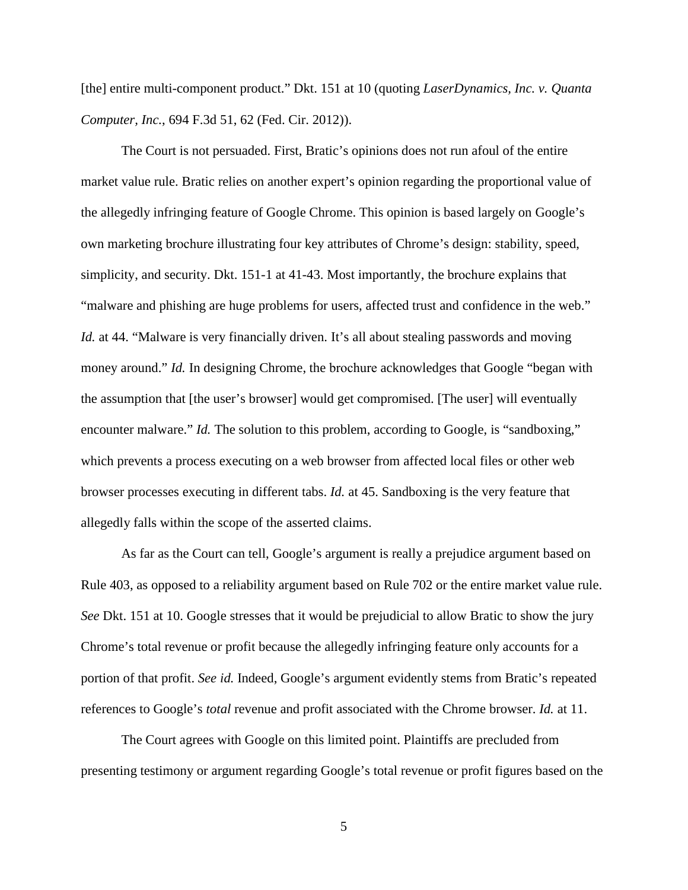[the] entire multi-component product." Dkt. 151 at 10 (quoting *LaserDynamics, Inc. v. Quanta Computer, Inc.*, 694 F.3d 51, 62 (Fed. Cir. 2012)).

The Court is not persuaded. First, Bratic's opinions does not run afoul of the entire market value rule. Bratic relies on another expert's opinion regarding the proportional value of the allegedly infringing feature of Google Chrome. This opinion is based largely on Google's own marketing brochure illustrating four key attributes of Chrome's design: stability, speed, simplicity, and security. Dkt. 151-1 at 41-43. Most importantly, the brochure explains that "malware and phishing are huge problems for users, affected trust and confidence in the web." *Id.* at 44. "Malware is very financially driven. It's all about stealing passwords and moving money around." *Id.* In designing Chrome, the brochure acknowledges that Google "began with the assumption that [the user's browser] would get compromised. [The user] will eventually encounter malware." *Id.* The solution to this problem, according to Google, is "sandboxing," which prevents a process executing on a web browser from affected local files or other web browser processes executing in different tabs. *Id.* at 45. Sandboxing is the very feature that allegedly falls within the scope of the asserted claims.

As far as the Court can tell, Google's argument is really a prejudice argument based on Rule 403, as opposed to a reliability argument based on Rule 702 or the entire market value rule. *See* Dkt. 151 at 10. Google stresses that it would be prejudicial to allow Bratic to show the jury Chrome's total revenue or profit because the allegedly infringing feature only accounts for a portion of that profit. *See id.* Indeed, Google's argument evidently stems from Bratic's repeated references to Google's *total* revenue and profit associated with the Chrome browser. *Id.* at 11.

The Court agrees with Google on this limited point. Plaintiffs are precluded from presenting testimony or argument regarding Google's total revenue or profit figures based on the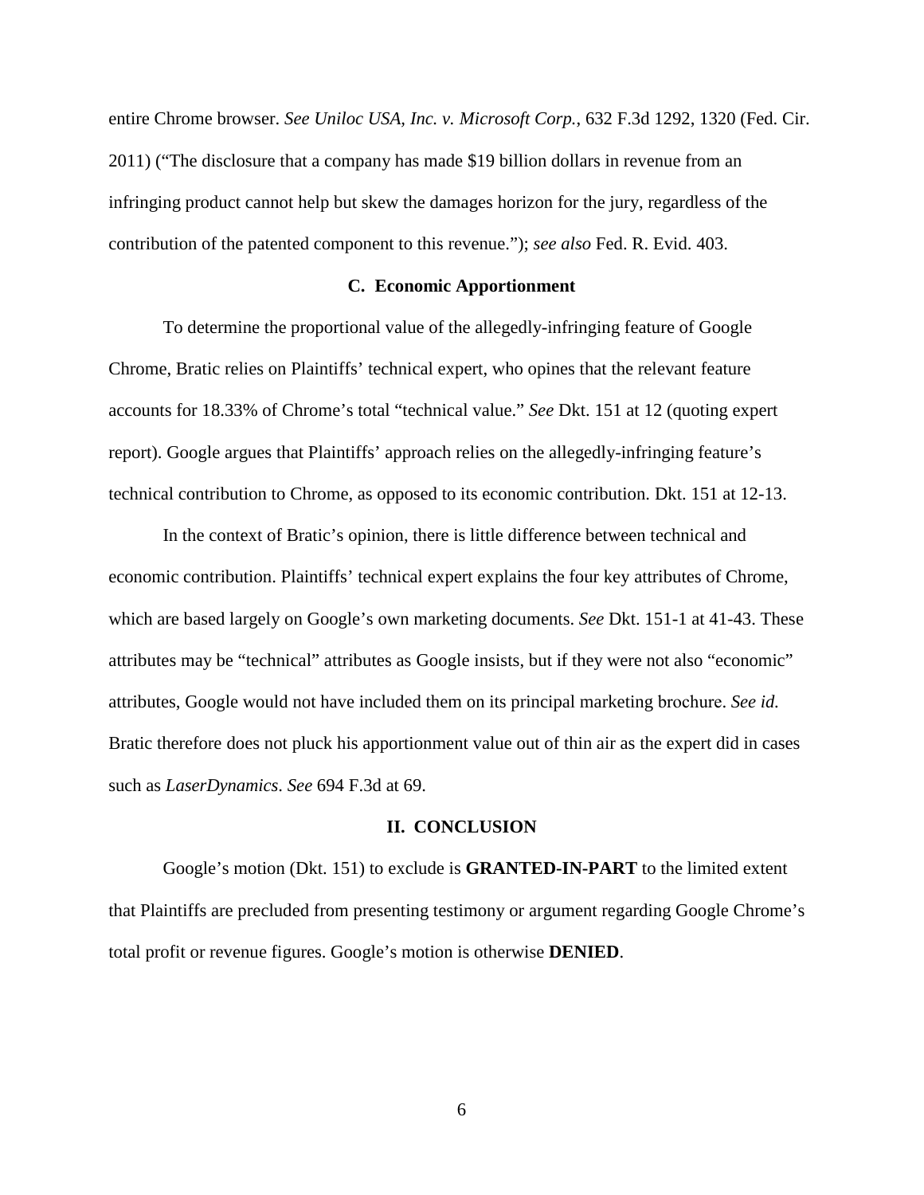entire Chrome browser. *See Uniloc USA, Inc. v. Microsoft Corp.*, 632 F.3d 1292, 1320 (Fed. Cir. 2011) ("The disclosure that a company has made $19 billion dollars in revenue from an infringing product cannot help but skew the damages horizon for the jury, regardless of the contribution of the patented component to this revenue."); *see also* Fed. R. Evid. 403.

### C. Economic Apportionment

To determine the proportional value of the allegedly-infringing feature of Google Chrome, Bratic relies on Plaintiffs' technical expert, who opines that the relevant feature accounts for 18.33% of Chrome's total "technical value." *See* Dkt. 151 at 12 (quoting expert report). Google argues that Plaintiffs' approach relies on the allegedly-infringing feature's technical contribution to Chrome, as opposed to its economic contribution. Dkt. 151 at 12-13.

In the context of Bratic's opinion, there is little difference between technical and economic contribution. Plaintiffs' technical expert explains the four key attributes of Chrome, which are based largely on Google's own marketing documents. *See* Dkt. 151-1 at 41-43. These attributes may be "technical" attributes as Google insists, but if they were not also "economic" attributes, Google would not have included them on its principal marketing brochure. *See id.* Bratic therefore does not pluck his apportionment value out of thin air as the expert did in cases such as *LaserDynamics*. *See* 694 F.3d at 69.

## II. CONCLUSION

Google's motion (Dkt. 151) to exclude is **GRANTED-IN-PART** to the limited extent that Plaintiffs are precluded from presenting testimony or argument regarding Google Chrome's total profit or revenue figures. Google's motion is otherwise **DENIED**.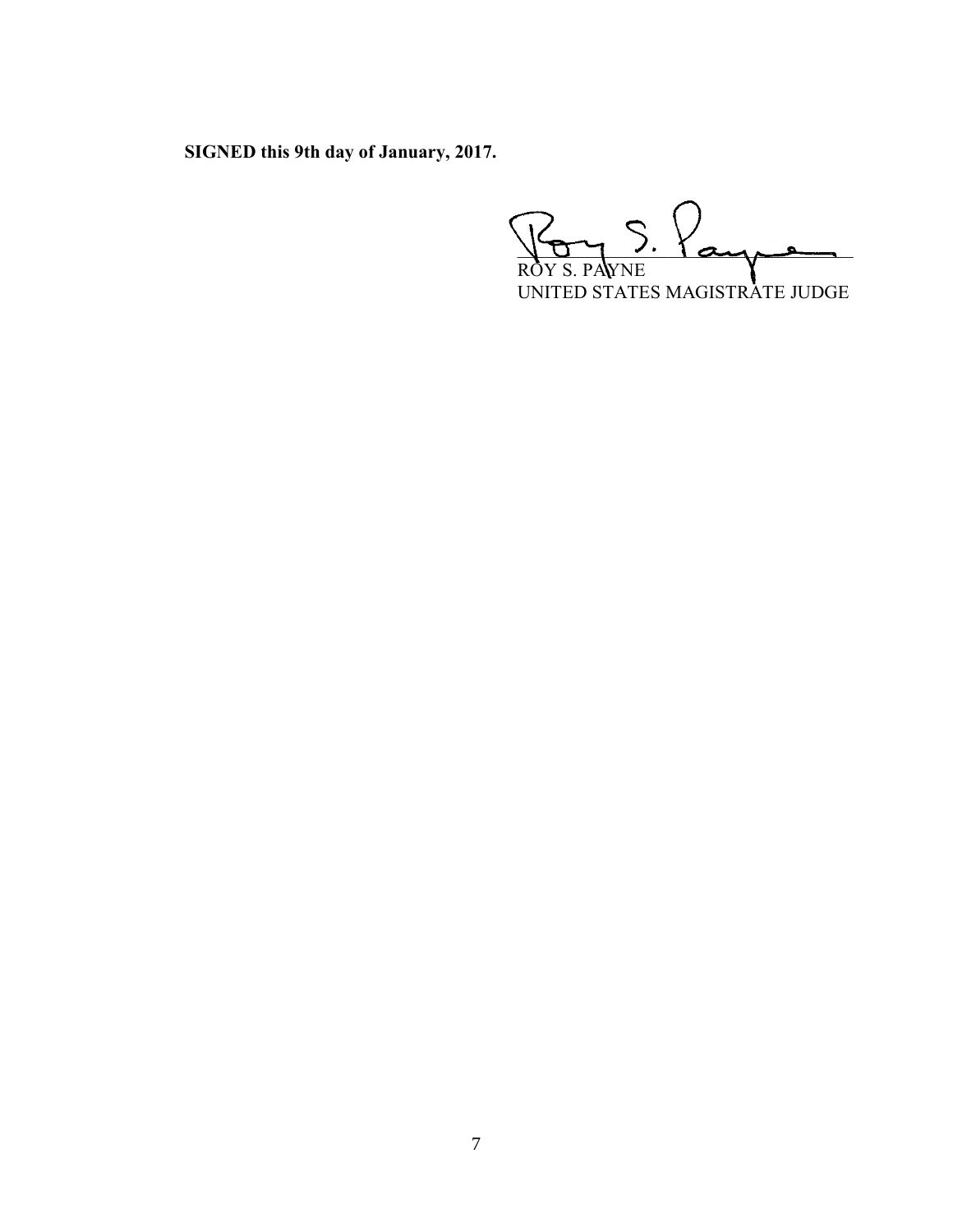**SIGNED this 9th day of January, 2017.**

ROY S. PAYNE
UNITED STATES MAGISTRATE JUDGE